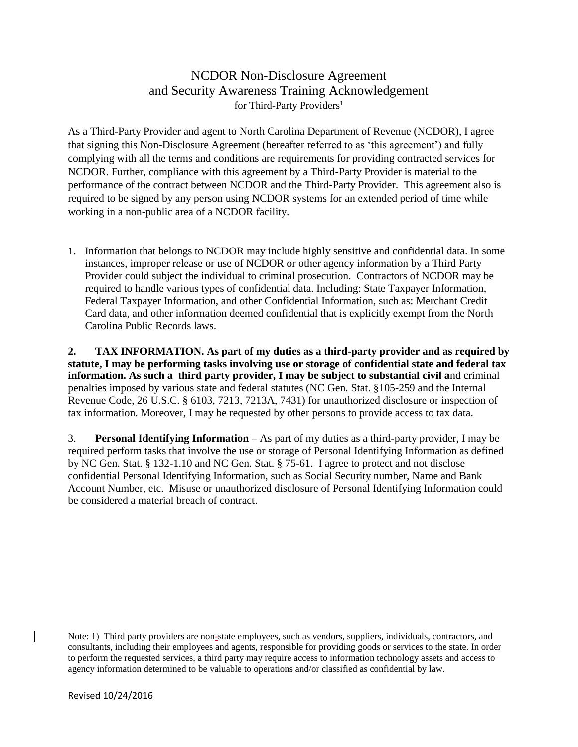# NCDOR Non-Disclosure Agreement and Security Awareness Training Acknowledgement

for Third-Party Providers[1]

As a Third-Party Provider and agent to North Carolina Department of Revenue (NCDOR), I agree that signing this Non-Disclosure Agreement (hereafter referred to as 'this agreement') and fully complying with all the terms and conditions are requirements for providing contracted services for NCDOR. Further, compliance with this agreement by a Third-Party Provider is material to the performance of the contract between NCDOR and the Third-Party Provider. This agreement also is required to be signed by any person using NCDOR systems for an extended period of time while working in a non-public area of a NCDOR facility.

1. Information that belongs to NCDOR may include highly sensitive and confidential data. In some instances, improper release or use of NCDOR or other agency information by a Third Party Provider could subject the individual to criminal prosecution. Contractors of NCDOR may be required to handle various types of confidential data. Including: State Taxpayer Information, Federal Taxpayer Information, and other Confidential Information, such as: Merchant Credit Card data, and other information deemed confidential that is explicitly exempt from the North Carolina Public Records laws.

**2. TAX INFORMATION. As part of my duties as a third-party provider and as required by statute, I may be performing tasks involving use or storage of confidential state and federal tax information. As such a third party provider, I may be subject to substantial civil a**nd criminal penalties imposed by various state and federal statutes (NC Gen. Stat. §105-259 and the Internal Revenue Code, 26 U.S.C. § 6103, 7213, 7213A, 7431) for unauthorized disclosure or inspection of tax information. Moreover, I may be requested by other persons to provide access to tax data.

3. **Personal Identifying Information** – As part of my duties as a third-party provider, I may be required perform tasks that involve the use or storage of Personal Identifying Information as defined by NC Gen. Stat. § 132-1.10 and NC Gen. Stat. § 75-61. I agree to protect and not disclose confidential Personal Identifying Information, such as Social Security number, Name and Bank Account Number, etc. Misuse or unauthorized disclosure of Personal Identifying Information could be considered a material breach of contract.

Note: 1) Third party providers are non-state employees, such as vendors, suppliers, individuals, contractors, and consultants, including their employees and agents, responsible for providing goods or services to the state. In order to perform the requested services, a third party may require access to information technology assets and access to agency information determined to be valuable to operations and/or classified as confidential by law.

Revised 10/24/2016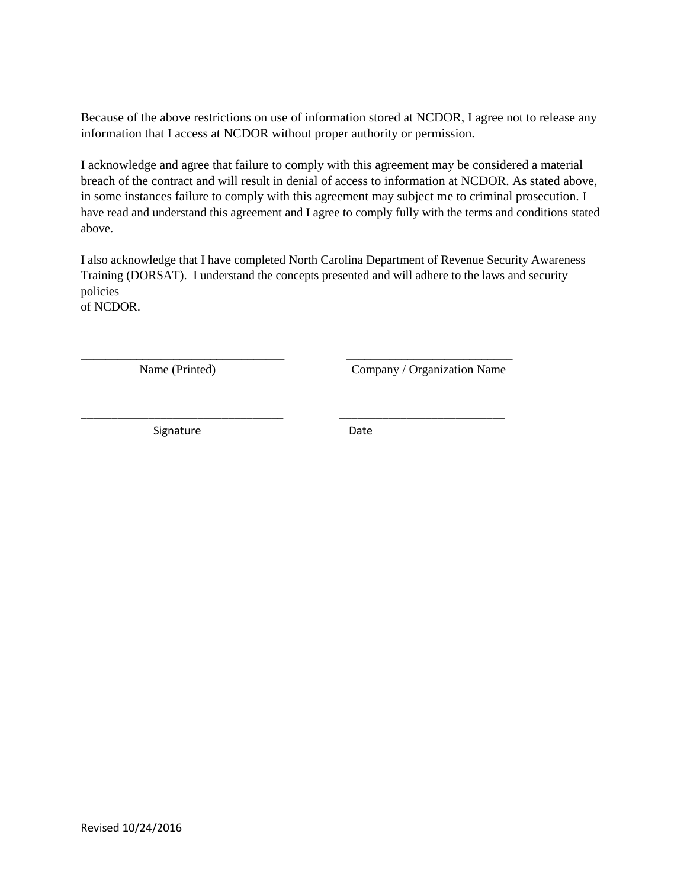Because of the above restrictions on use of information stored at NCDOR, I agree not to release any information that I access at NCDOR without proper authority or permission.

I acknowledge and agree that failure to comply with this agreement may be considered a material breach of the contract and will result in denial of access to information at NCDOR. As stated above, in some instances failure to comply with this agreement may subject me to criminal prosecution. I have read and understand this agreement and I agree to comply fully with the terms and conditions stated above.

I also acknowledge that I have completed North Carolina Department of Revenue Security Awareness Training (DORSAT). I understand the concepts presented and will adhere to the laws and security policies of NCDOR.

_________________________________ _________________________________
Name (Printed) Company / Organization Name

_________________________________ _________________________________
Signature Date

Revised 10/24/2016